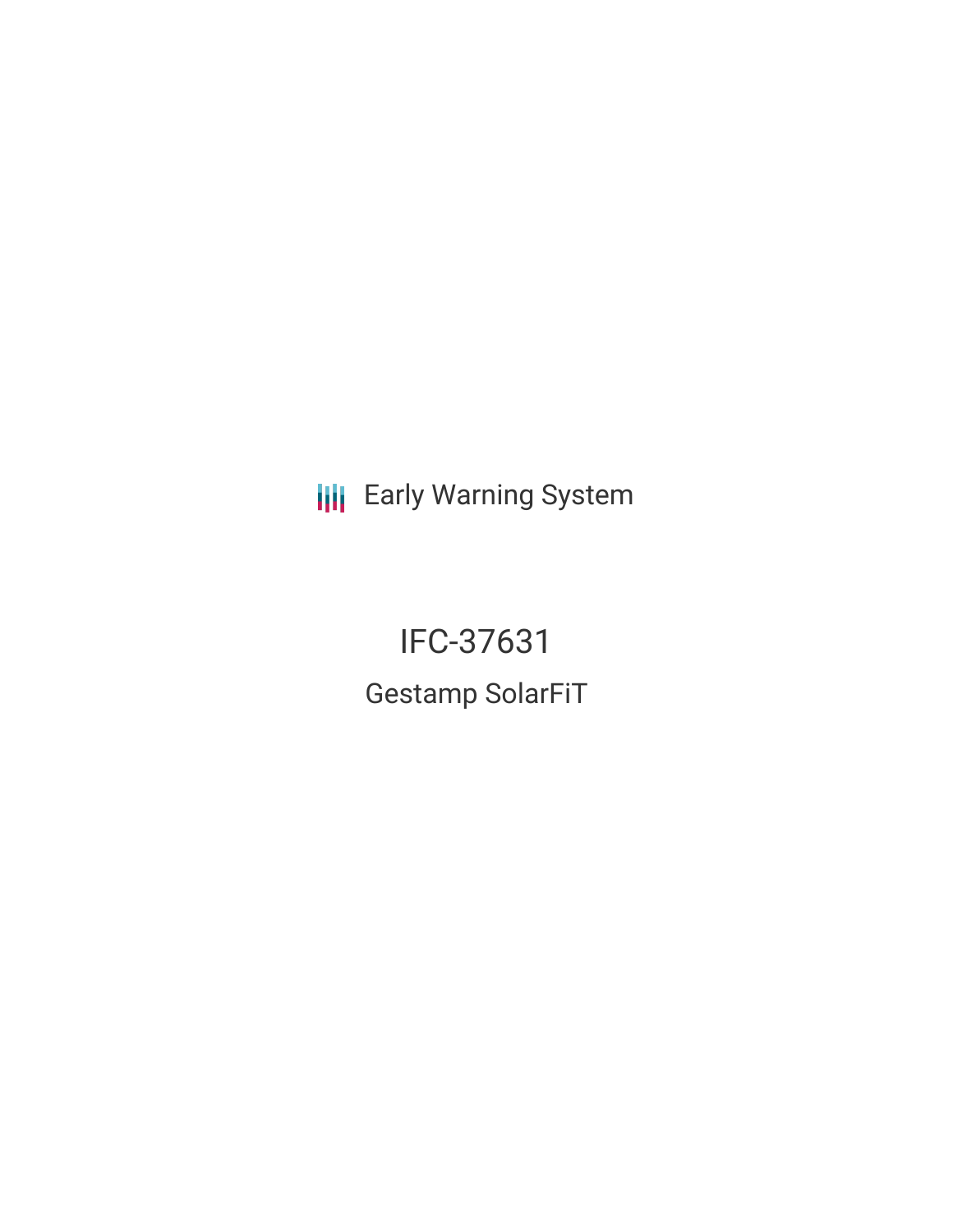Early Warning System

# IFC-37631

## Gestamp SolarFiT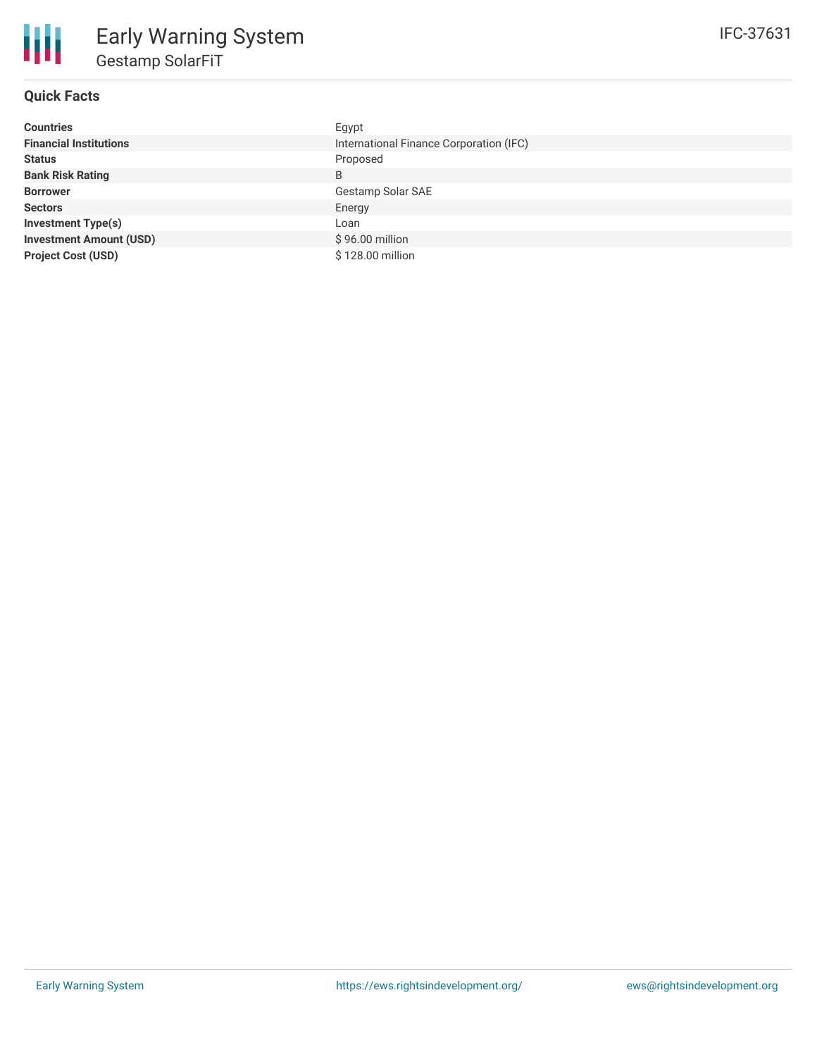# Early Warning System

## Gestamp SolarFiT

IFC-37631

### Quick Facts

| | |
|---|---|
| **Countries** | Egypt |
| **Financial Institutions** | International Finance Corporation (IFC) |
| **Status** | Proposed |
| **Bank Risk Rating** | B |
| **Borrower** | Gestamp Solar SAE |
| **Sectors** | Energy |
| **Investment Type(s)** | Loan |
| **Investment Amount (USD)** | $ 96.00 million |
| **Project Cost (USD)** | $ 128.00 million |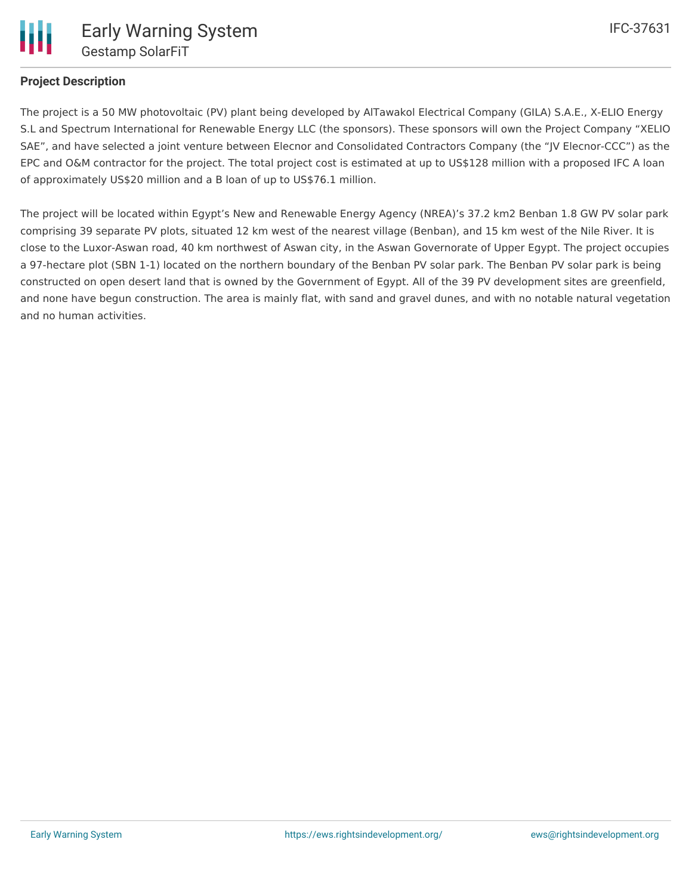## Project Description

The project is a 50 MW photovoltaic (PV) plant being developed by AlTawakol Electrical Company (GILA) S.A.E., X-ELIO Energy S.L and Spectrum International for Renewable Energy LLC (the sponsors). These sponsors will own the Project Company "XELIO SAE", and have selected a joint venture between Elecnor and Consolidated Contractors Company (the "JV Elecnor-CCC") as the EPC and O&M contractor for the project. The total project cost is estimated at up to US$128 million with a proposed IFC A loan of approximately US$20 million and a B loan of up to US$76.1 million.

The project will be located within Egypt's New and Renewable Energy Agency (NREA)'s 37.2 km2 Benban 1.8 GW PV solar park comprising 39 separate PV plots, situated 12 km west of the nearest village (Benban), and 15 km west of the Nile River. It is close to the Luxor-Aswan road, 40 km northwest of Aswan city, in the Aswan Governorate of Upper Egypt. The project occupies a 97-hectare plot (SBN 1-1) located on the northern boundary of the Benban PV solar park. The Benban PV solar park is being constructed on open desert land that is owned by the Government of Egypt. All of the 39 PV development sites are greenfield, and none have begun construction. The area is mainly flat, with sand and gravel dunes, and with no notable natural vegetation and no human activities.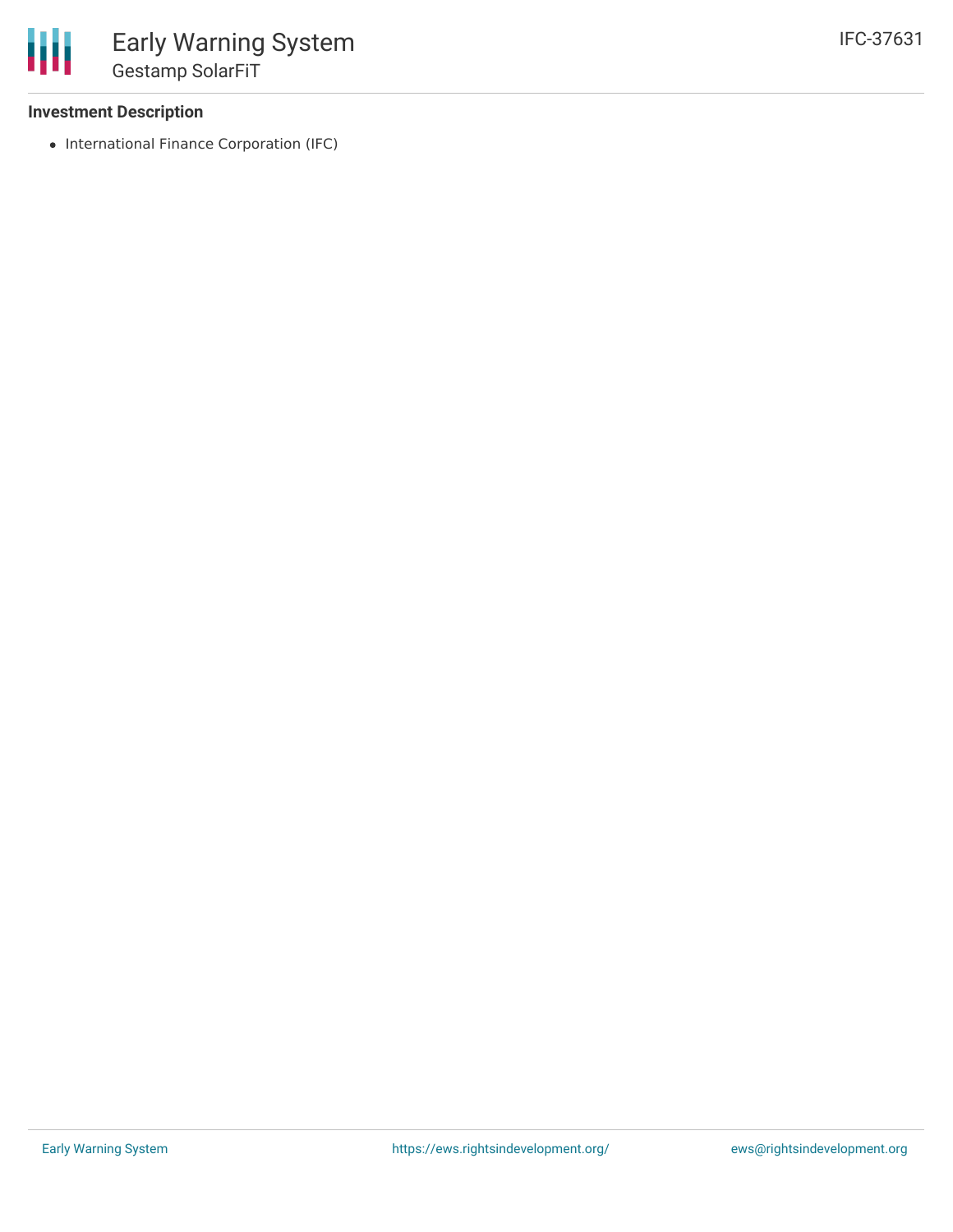### Investment Description

- International Finance Corporation (IFC)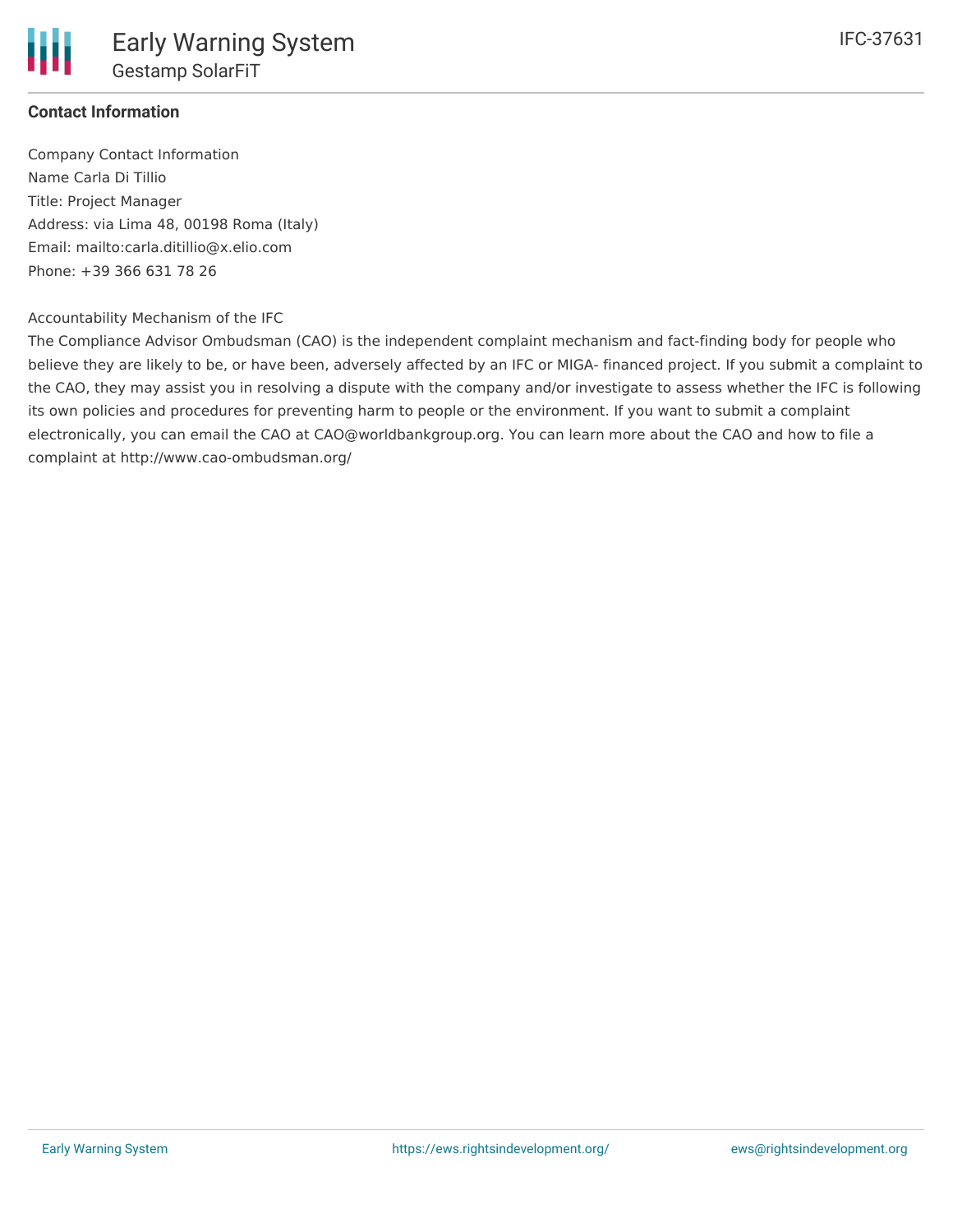**Contact Information**

Company Contact Information
Name Carla Di Tillio
Title: Project Manager
Address: via Lima 48, 00198 Roma (Italy)
Email: mailto:carla.ditillio@x.elio.com
Phone: +39 366 631 78 26

Accountability Mechanism of the IFC
The Compliance Advisor Ombudsman (CAO) is the independent complaint mechanism and fact-finding body for people who believe they are likely to be, or have been, adversely affected by an IFC or MIGA- financed project. If you submit a complaint to the CAO, they may assist you in resolving a dispute with the company and/or investigate to assess whether the IFC is following its own policies and procedures for preventing harm to people or the environment. If you want to submit a complaint electronically, you can email the CAO at CAO@worldbankgroup.org. You can learn more about the CAO and how to file a complaint at http://www.cao-ombudsman.org/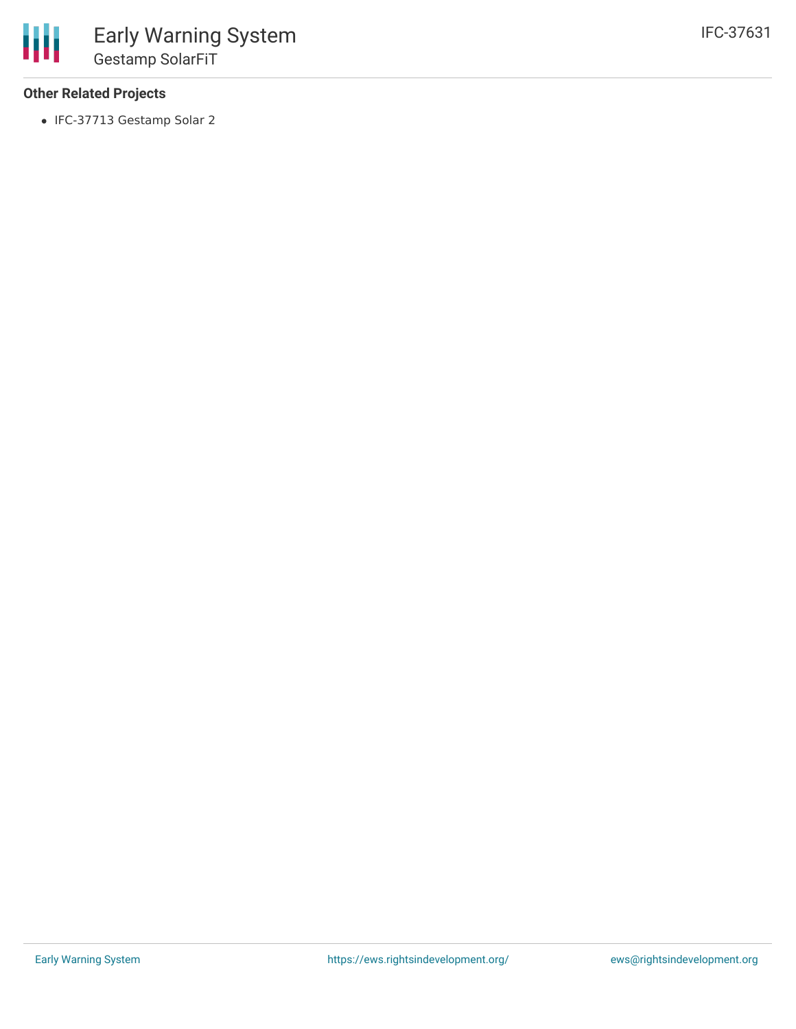**Other Related Projects**

- IFC-37713 Gestamp Solar 2